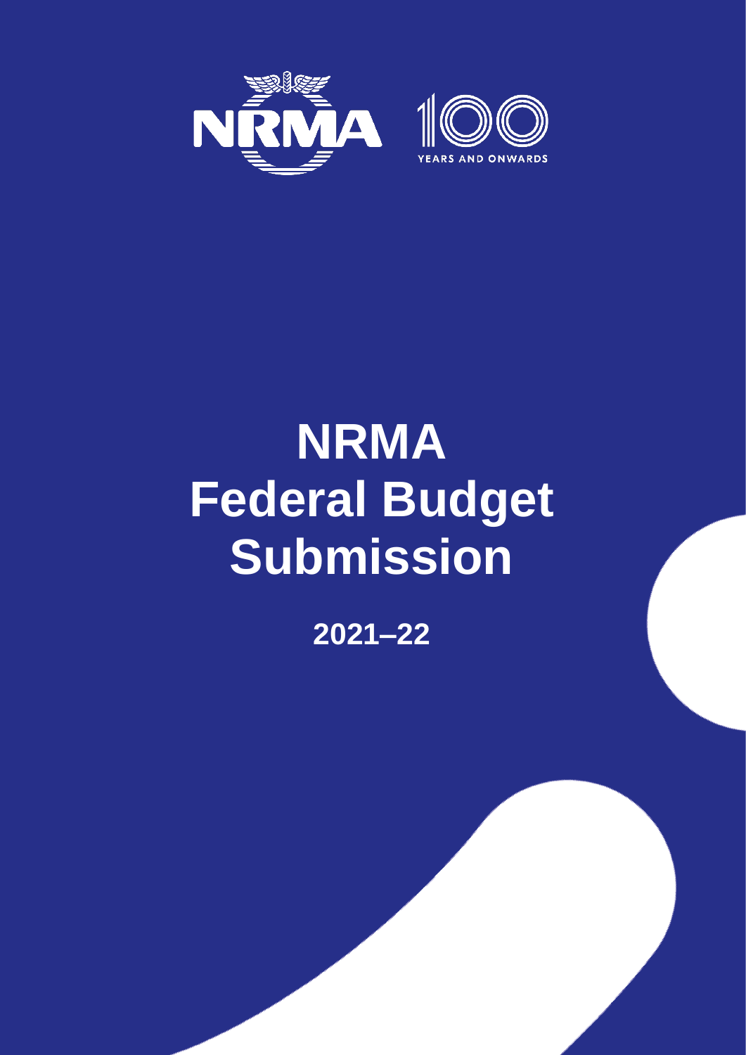# NRMA Federal Budget Submission

## 2021–22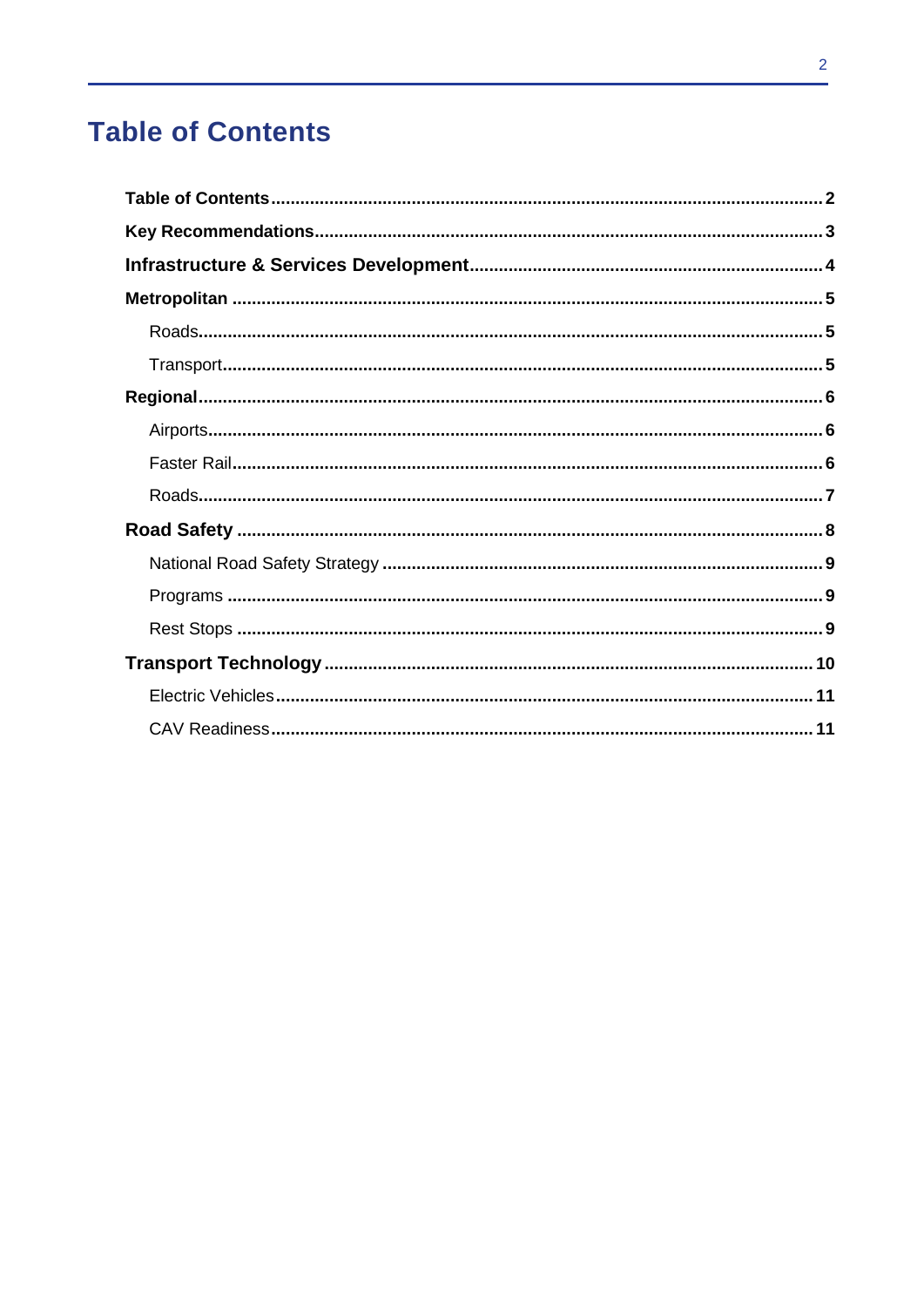# Table of Contents

- **Table of Contents** ........ 2
- **Key Recommendations** ........ 3
- **Infrastructure & Services Development** ........ 4
- **Metropolitan** ........ 5
  - Roads ........ 5
  - Transport ........ 5
- **Regional** ........ 6
  - Airports ........ 6
  - Faster Rail ........ 6
  - Roads ........ 7
- **Road Safety** ........ 8
  - National Road Safety Strategy ........ 9
  - Programs ........ 9
  - Rest Stops ........ 9
- **Transport Technology** ........ 10
  - Electric Vehicles ........ 11
  - CAV Readiness ........ 11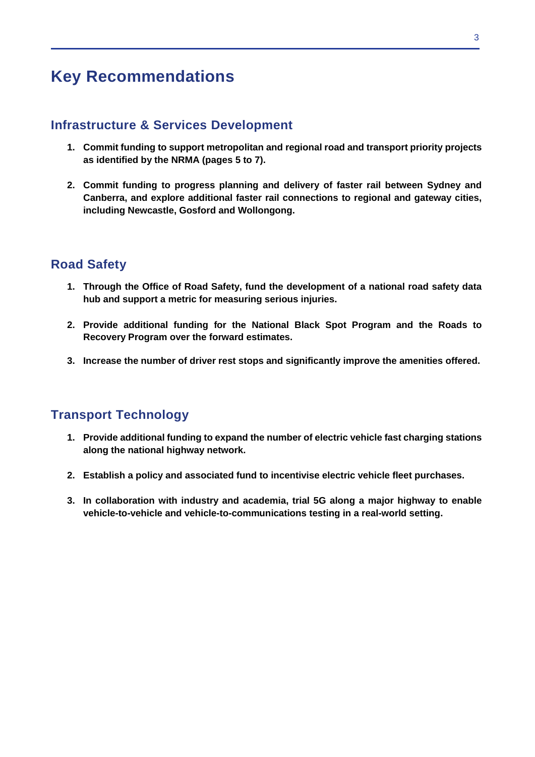# Key Recommendations

## Infrastructure & Services Development

1. **Commit funding to support metropolitan and regional road and transport priority projects as identified by the NRMA (pages 5 to 7).**

2. **Commit funding to progress planning and delivery of faster rail between Sydney and Canberra, and explore additional faster rail connections to regional and gateway cities, including Newcastle, Gosford and Wollongong.**

## Road Safety

1. **Through the Office of Road Safety, fund the development of a national road safety data hub and support a metric for measuring serious injuries.**

2. **Provide additional funding for the National Black Spot Program and the Roads to Recovery Program over the forward estimates.**

3. **Increase the number of driver rest stops and significantly improve the amenities offered.**

## Transport Technology

1. **Provide additional funding to expand the number of electric vehicle fast charging stations along the national highway network.**

2. **Establish a policy and associated fund to incentivise electric vehicle fleet purchases.**

3. **In collaboration with industry and academia, trial 5G along a major highway to enable vehicle-to-vehicle and vehicle-to-communications testing in a real-world setting.**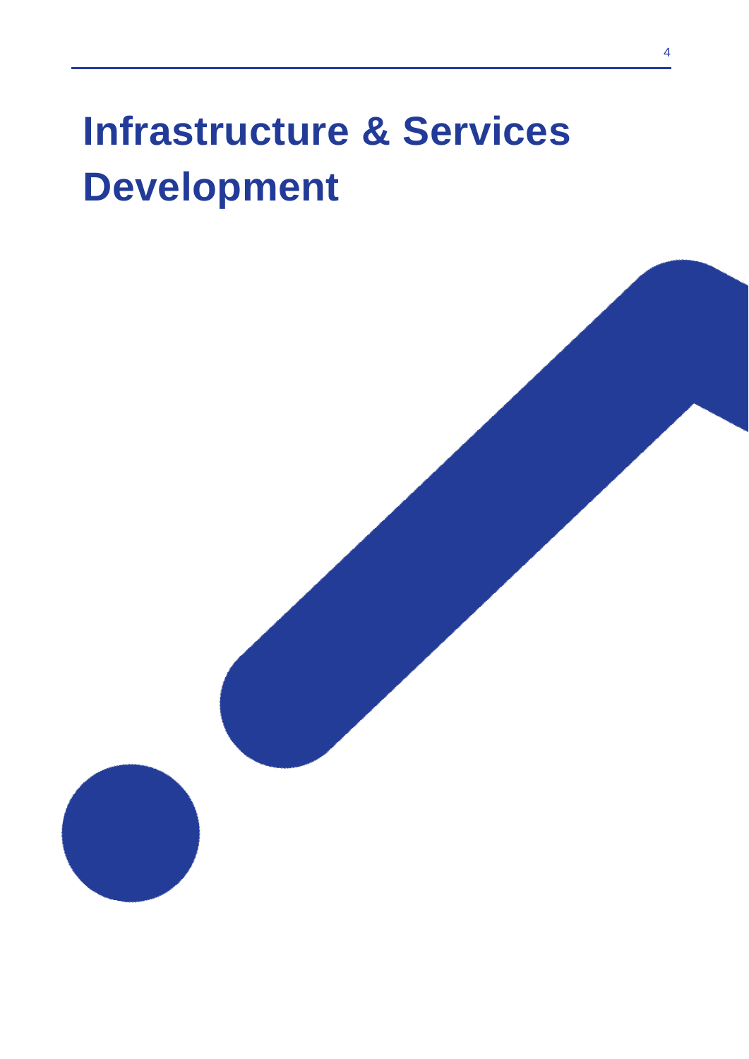# Infrastructure & Services Development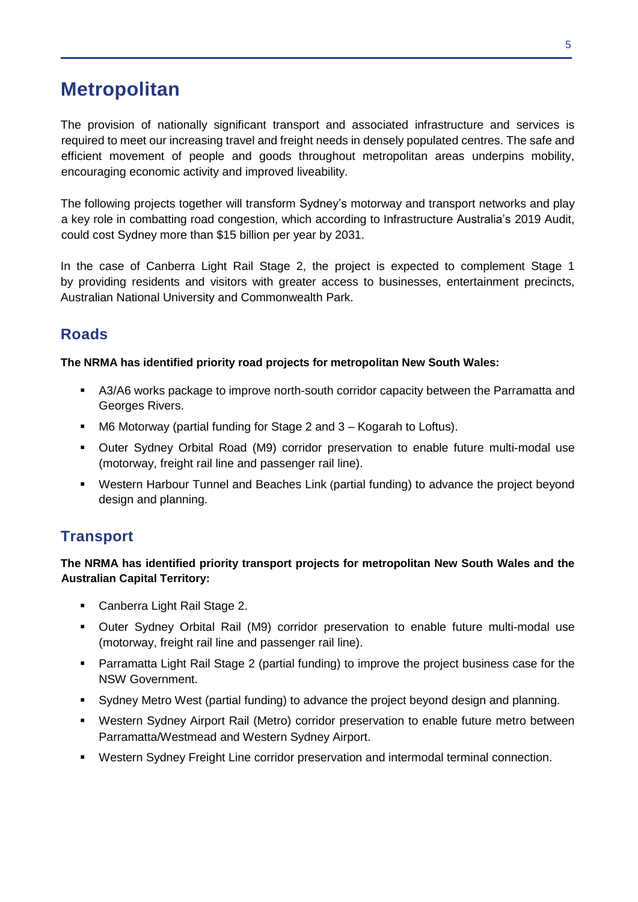# Metropolitan

The provision of nationally significant transport and associated infrastructure and services is required to meet our increasing travel and freight needs in densely populated centres. The safe and efficient movement of people and goods throughout metropolitan areas underpins mobility, encouraging economic activity and improved liveability.

The following projects together will transform Sydney's motorway and transport networks and play a key role in combatting road congestion, which according to Infrastructure Australia's 2019 Audit, could cost Sydney more than $15 billion per year by 2031.

In the case of Canberra Light Rail Stage 2, the project is expected to complement Stage 1 by providing residents and visitors with greater access to businesses, entertainment precincts, Australian National University and Commonwealth Park.

## Roads

**The NRMA has identified priority road projects for metropolitan New South Wales:**

- A3/A6 works package to improve north-south corridor capacity between the Parramatta and Georges Rivers.
- M6 Motorway (partial funding for Stage 2 and 3 – Kogarah to Loftus).
- Outer Sydney Orbital Road (M9) corridor preservation to enable future multi-modal use (motorway, freight rail line and passenger rail line).
- Western Harbour Tunnel and Beaches Link (partial funding) to advance the project beyond design and planning.

## Transport

**The NRMA has identified priority transport projects for metropolitan New South Wales and the Australian Capital Territory:**

- Canberra Light Rail Stage 2.
- Outer Sydney Orbital Rail (M9) corridor preservation to enable future multi-modal use (motorway, freight rail line and passenger rail line).
- Parramatta Light Rail Stage 2 (partial funding) to improve the project business case for the NSW Government.
- Sydney Metro West (partial funding) to advance the project beyond design and planning.
- Western Sydney Airport Rail (Metro) corridor preservation to enable future metro between Parramatta/Westmead and Western Sydney Airport.
- Western Sydney Freight Line corridor preservation and intermodal terminal connection.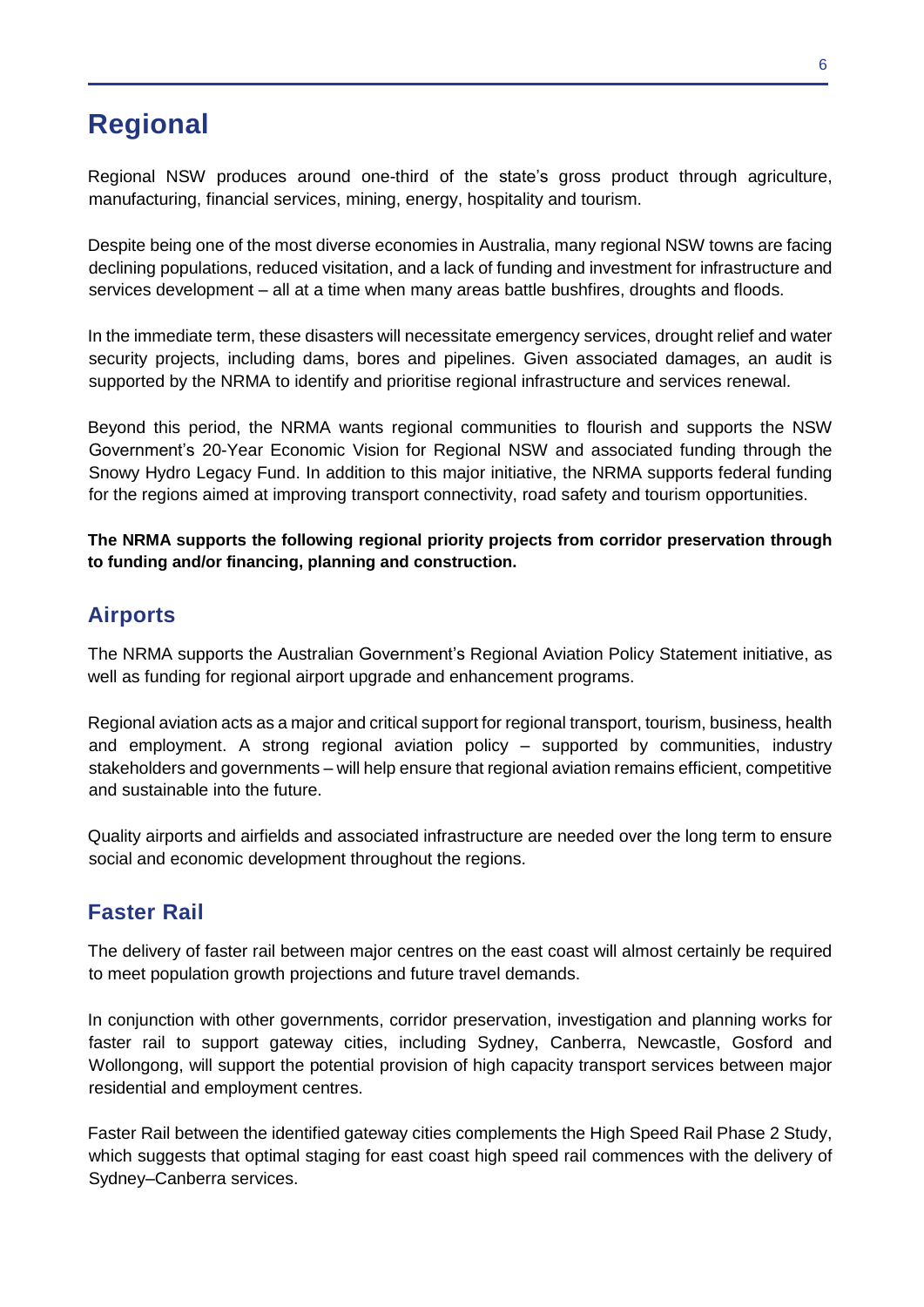# Regional

Regional NSW produces around one-third of the state's gross product through agriculture, manufacturing, financial services, mining, energy, hospitality and tourism.

Despite being one of the most diverse economies in Australia, many regional NSW towns are facing declining populations, reduced visitation, and a lack of funding and investment for infrastructure and services development – all at a time when many areas battle bushfires, droughts and floods.

In the immediate term, these disasters will necessitate emergency services, drought relief and water security projects, including dams, bores and pipelines. Given associated damages, an audit is supported by the NRMA to identify and prioritise regional infrastructure and services renewal.

Beyond this period, the NRMA wants regional communities to flourish and supports the NSW Government's 20-Year Economic Vision for Regional NSW and associated funding through the Snowy Hydro Legacy Fund. In addition to this major initiative, the NRMA supports federal funding for the regions aimed at improving transport connectivity, road safety and tourism opportunities.

**The NRMA supports the following regional priority projects from corridor preservation through to funding and/or financing, planning and construction.**

## Airports

The NRMA supports the Australian Government's Regional Aviation Policy Statement initiative, as well as funding for regional airport upgrade and enhancement programs.

Regional aviation acts as a major and critical support for regional transport, tourism, business, health and employment. A strong regional aviation policy – supported by communities, industry stakeholders and governments – will help ensure that regional aviation remains efficient, competitive and sustainable into the future.

Quality airports and airfields and associated infrastructure are needed over the long term to ensure social and economic development throughout the regions.

## Faster Rail

The delivery of faster rail between major centres on the east coast will almost certainly be required to meet population growth projections and future travel demands.

In conjunction with other governments, corridor preservation, investigation and planning works for faster rail to support gateway cities, including Sydney, Canberra, Newcastle, Gosford and Wollongong, will support the potential provision of high capacity transport services between major residential and employment centres.

Faster Rail between the identified gateway cities complements the High Speed Rail Phase 2 Study, which suggests that optimal staging for east coast high speed rail commences with the delivery of Sydney–Canberra services.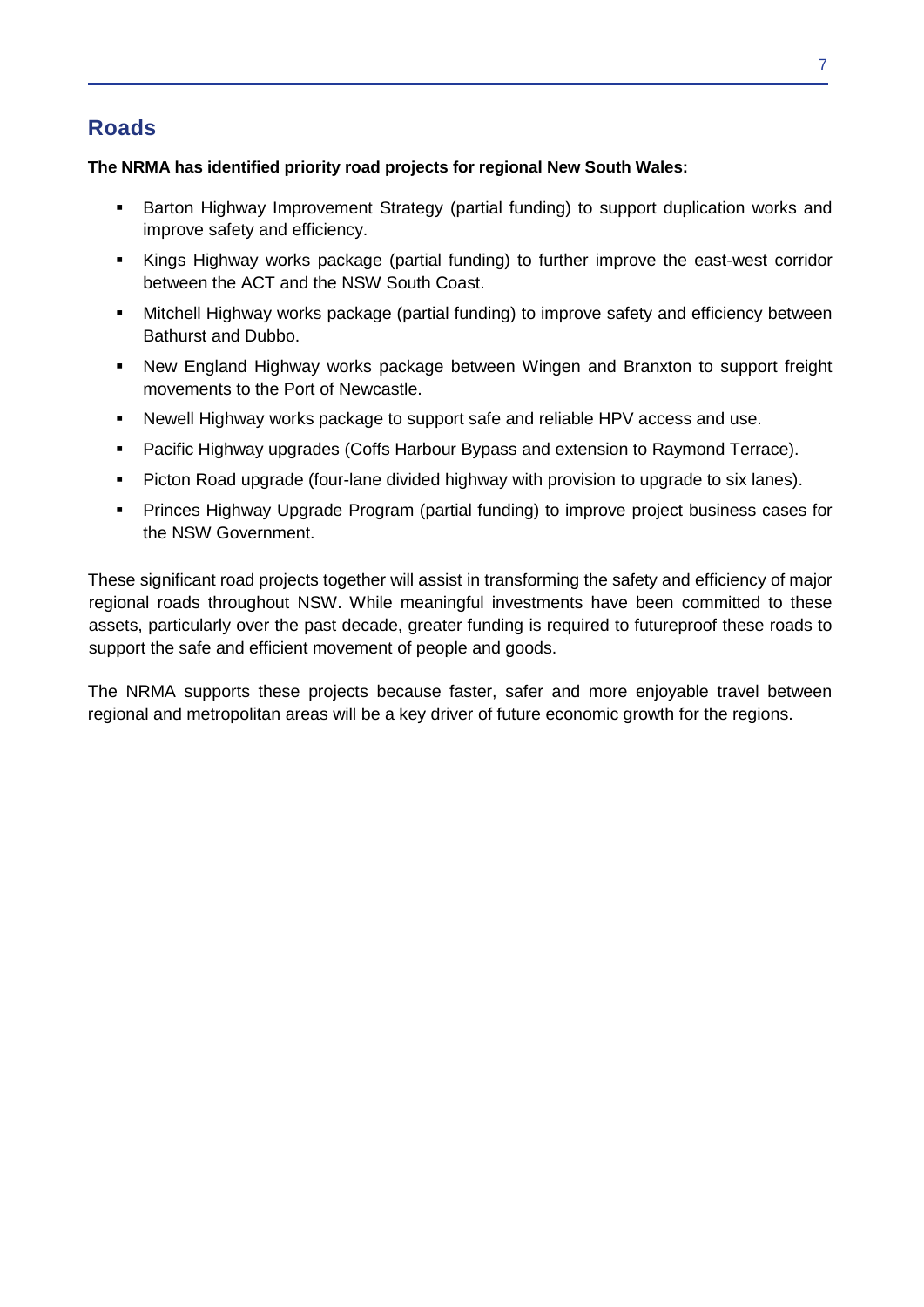## Roads

**The NRMA has identified priority road projects for regional New South Wales:**

- Barton Highway Improvement Strategy (partial funding) to support duplication works and improve safety and efficiency.
- Kings Highway works package (partial funding) to further improve the east-west corridor between the ACT and the NSW South Coast.
- Mitchell Highway works package (partial funding) to improve safety and efficiency between Bathurst and Dubbo.
- New England Highway works package between Wingen and Branxton to support freight movements to the Port of Newcastle.
- Newell Highway works package to support safe and reliable HPV access and use.
- Pacific Highway upgrades (Coffs Harbour Bypass and extension to Raymond Terrace).
- Picton Road upgrade (four-lane divided highway with provision to upgrade to six lanes).
- Princes Highway Upgrade Program (partial funding) to improve project business cases for the NSW Government.

These significant road projects together will assist in transforming the safety and efficiency of major regional roads throughout NSW. While meaningful investments have been committed to these assets, particularly over the past decade, greater funding is required to futureproof these roads to support the safe and efficient movement of people and goods.

The NRMA supports these projects because faster, safer and more enjoyable travel between regional and metropolitan areas will be a key driver of future economic growth for the regions.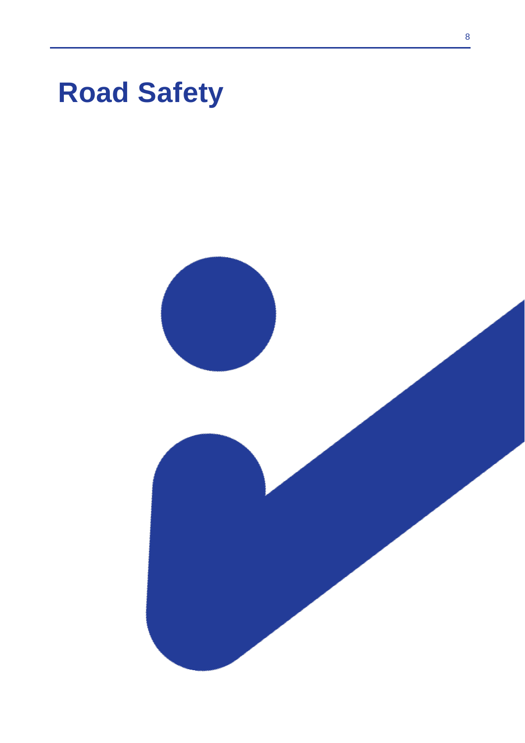# Road Safety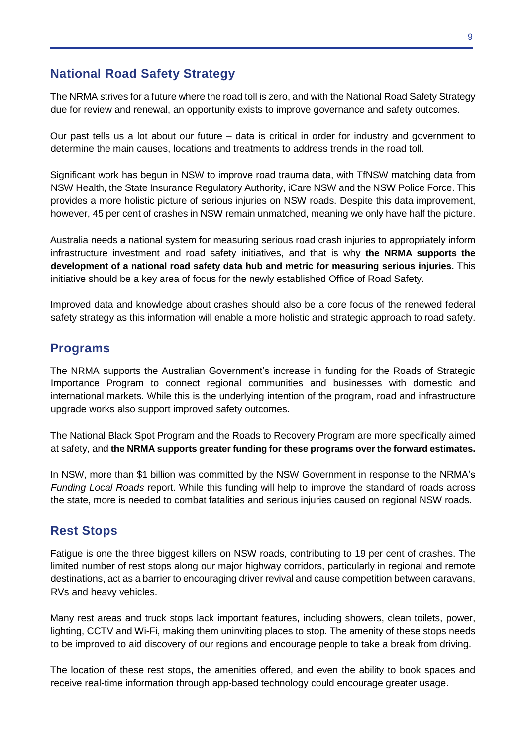## National Road Safety Strategy

The NRMA strives for a future where the road toll is zero, and with the National Road Safety Strategy due for review and renewal, an opportunity exists to improve governance and safety outcomes.

Our past tells us a lot about our future – data is critical in order for industry and government to determine the main causes, locations and treatments to address trends in the road toll.

Significant work has begun in NSW to improve road trauma data, with TfNSW matching data from NSW Health, the State Insurance Regulatory Authority, iCare NSW and the NSW Police Force. This provides a more holistic picture of serious injuries on NSW roads. Despite this data improvement, however, 45 per cent of crashes in NSW remain unmatched, meaning we only have half the picture.

Australia needs a national system for measuring serious road crash injuries to appropriately inform infrastructure investment and road safety initiatives, and that is why **the NRMA supports the development of a national road safety data hub and metric for measuring serious injuries.** This initiative should be a key area of focus for the newly established Office of Road Safety.

Improved data and knowledge about crashes should also be a core focus of the renewed federal safety strategy as this information will enable a more holistic and strategic approach to road safety.

## Programs

The NRMA supports the Australian Government's increase in funding for the Roads of Strategic Importance Program to connect regional communities and businesses with domestic and international markets. While this is the underlying intention of the program, road and infrastructure upgrade works also support improved safety outcomes.

The National Black Spot Program and the Roads to Recovery Program are more specifically aimed at safety, and **the NRMA supports greater funding for these programs over the forward estimates.**

In NSW, more than $1 billion was committed by the NSW Government in response to the NRMA's *Funding Local Roads* report. While this funding will help to improve the standard of roads across the state, more is needed to combat fatalities and serious injuries caused on regional NSW roads.

## Rest Stops

Fatigue is one the three biggest killers on NSW roads, contributing to 19 per cent of crashes. The limited number of rest stops along our major highway corridors, particularly in regional and remote destinations, act as a barrier to encouraging driver revival and cause competition between caravans, RVs and heavy vehicles.

Many rest areas and truck stops lack important features, including showers, clean toilets, power, lighting, CCTV and Wi-Fi, making them uninviting places to stop. The amenity of these stops needs to be improved to aid discovery of our regions and encourage people to take a break from driving.

The location of these rest stops, the amenities offered, and even the ability to book spaces and receive real-time information through app-based technology could encourage greater usage.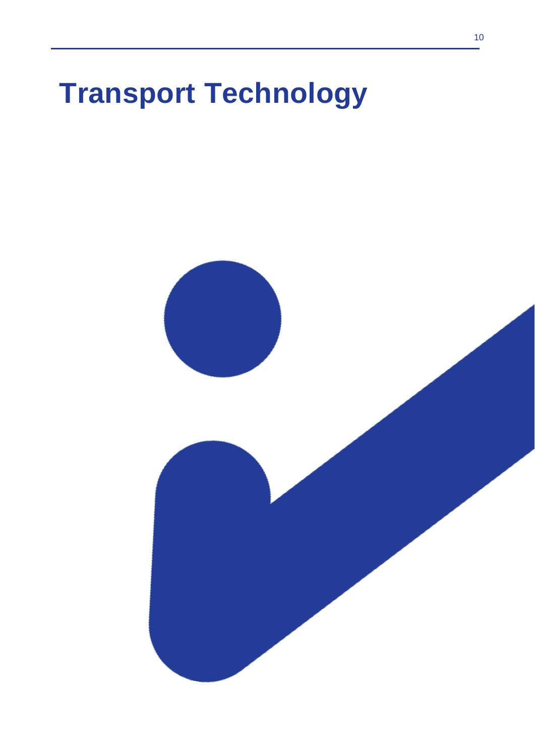# Transport Technology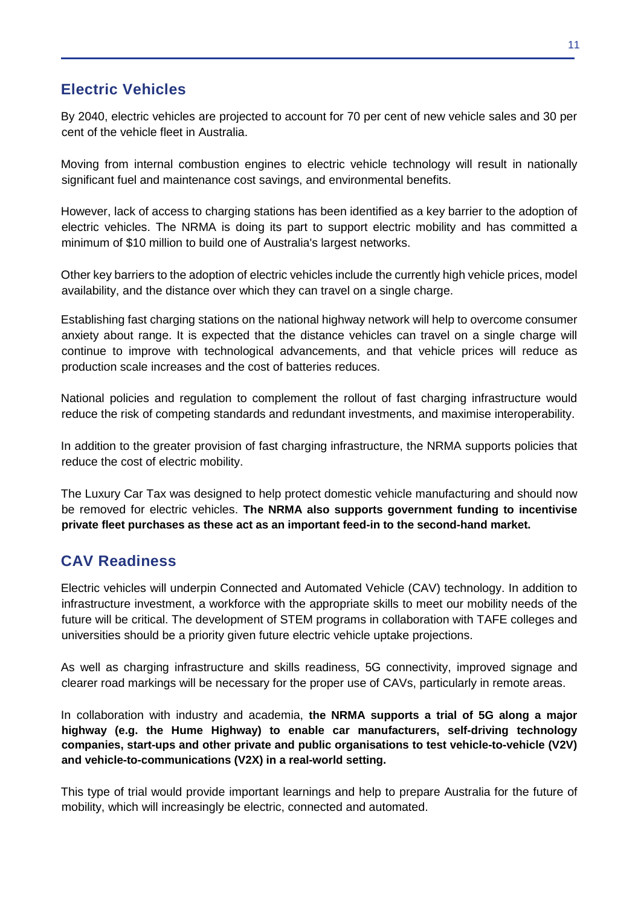## Electric Vehicles

By 2040, electric vehicles are projected to account for 70 per cent of new vehicle sales and 30 per cent of the vehicle fleet in Australia.

Moving from internal combustion engines to electric vehicle technology will result in nationally significant fuel and maintenance cost savings, and environmental benefits.

However, lack of access to charging stations has been identified as a key barrier to the adoption of electric vehicles. The NRMA is doing its part to support electric mobility and has committed a minimum of $10 million to build one of Australia's largest networks.

Other key barriers to the adoption of electric vehicles include the currently high vehicle prices, model availability, and the distance over which they can travel on a single charge.

Establishing fast charging stations on the national highway network will help to overcome consumer anxiety about range. It is expected that the distance vehicles can travel on a single charge will continue to improve with technological advancements, and that vehicle prices will reduce as production scale increases and the cost of batteries reduces.

National policies and regulation to complement the rollout of fast charging infrastructure would reduce the risk of competing standards and redundant investments, and maximise interoperability.

In addition to the greater provision of fast charging infrastructure, the NRMA supports policies that reduce the cost of electric mobility.

The Luxury Car Tax was designed to help protect domestic vehicle manufacturing and should now be removed for electric vehicles. **The NRMA also supports government funding to incentivise private fleet purchases as these act as an important feed-in to the second-hand market.**

## CAV Readiness

Electric vehicles will underpin Connected and Automated Vehicle (CAV) technology. In addition to infrastructure investment, a workforce with the appropriate skills to meet our mobility needs of the future will be critical. The development of STEM programs in collaboration with TAFE colleges and universities should be a priority given future electric vehicle uptake projections.

As well as charging infrastructure and skills readiness, 5G connectivity, improved signage and clearer road markings will be necessary for the proper use of CAVs, particularly in remote areas.

In collaboration with industry and academia, **the NRMA supports a trial of 5G along a major highway (e.g. the Hume Highway) to enable car manufacturers, self-driving technology companies, start-ups and other private and public organisations to test vehicle-to-vehicle (V2V) and vehicle-to-communications (V2X) in a real-world setting.**

This type of trial would provide important learnings and help to prepare Australia for the future of mobility, which will increasingly be electric, connected and automated.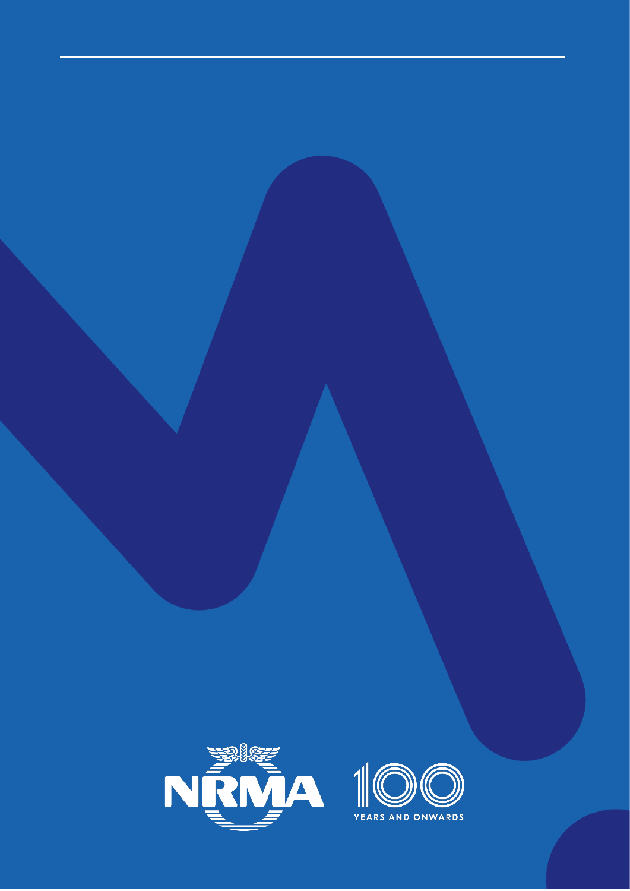NRMA

100 YEARS AND ONWARDS